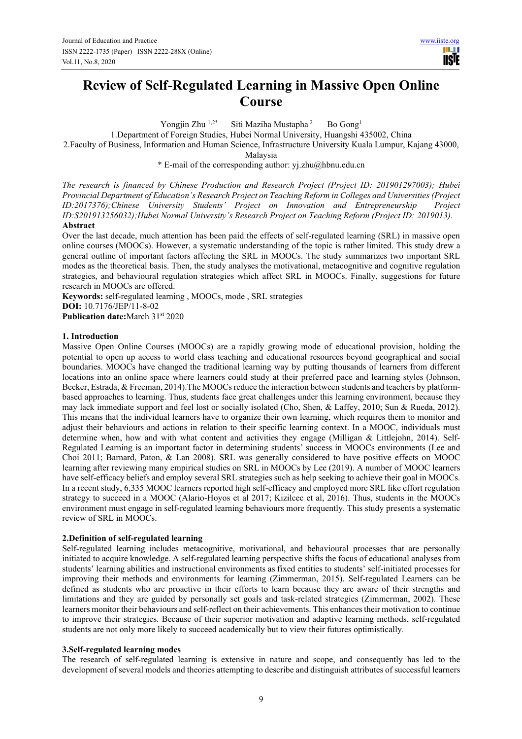# Review of Self-Regulated Learning in Massive Open Online Course

Yongjin Zhu [1,2*] Siti Maziha Mustapha [2] Bo Gong[1]

1.Department of Foreign Studies, Hubei Normal University, Huangshi 435002, China

2.Faculty of Business, Information and Human Science, Infrastructure University Kuala Lumpur, Kajang 43000, Malaysia

* E-mail of the corresponding author: yj.zhu@hbnu.edu.cn

*The research is financed by Chinese Production and Research Project (Project ID: 201901297003); Hubei Provincial Department of Education's Research Project on Teaching Reform in Colleges and Universities (Project ID:2017376);Chinese University Students' Project on Innovation and Entrepreneurship Project ID:S201913256032);Hubei Normal University's Research Project on Teaching Reform (Project ID: 2019013).*

**Abstract**

Over the last decade, much attention has been paid the effects of self-regulated learning (SRL) in massive open online courses (MOOCs). However, a systematic understanding of the topic is rather limited. This study drew a general outline of important factors affecting the SRL in MOOCs. The study summarizes two important SRL modes as the theoretical basis. Then, the study analyses the motivational, metacognitive and cognitive regulation strategies, and behavioural regulation strategies which affect SRL in MOOCs. Finally, suggestions for future research in MOOCs are offered.

**Keywords:** self-regulated learning , MOOCs, mode , SRL strategies

**DOI:** 10.7176/JEP/11-8-02

**Publication date:**March 31st 2020

## 1. Introduction

Massive Open Online Courses (MOOCs) are a rapidly growing mode of educational provision, holding the potential to open up access to world class teaching and educational resources beyond geographical and social boundaries. MOOCs have changed the traditional learning way by putting thousands of learners from different locations into an online space where learners could study at their preferred pace and learning styles (Johnson, Becker, Estrada, & Freeman, 2014).The MOOCs reduce the interaction between students and teachers by platform-based approaches to learning. Thus, students face great challenges under this learning environment, because they may lack immediate support and feel lost or socially isolated (Cho, Shen, & Laffey, 2010; Sun & Rueda, 2012). This means that the individual learners have to organize their own learning, which requires them to monitor and adjust their behaviours and actions in relation to their specific learning context. In a MOOC, individuals must determine when, how and with what content and activities they engage (Milligan & Littlejohn, 2014). Self-Regulated Learning is an important factor in determining students' success in MOOCs environments (Lee and Choi 2011; Barnard, Paton, & Lan 2008). SRL was generally considered to have positive effects on MOOC learning after reviewing many empirical studies on SRL in MOOCs by Lee (2019). A number of MOOC learners have self-efficacy beliefs and employ several SRL strategies such as help seeking to achieve their goal in MOOCs. In a recent study, 6,335 MOOC learners reported high self-efficacy and employed more SRL like effort regulation strategy to succeed in a MOOC (Alario-Hoyos et al 2017; Kizilcec et al, 2016). Thus, students in the MOOCs environment must engage in self-regulated learning behaviours more frequently. This study presents a systematic review of SRL in MOOCs.

## 2.Definition of self-regulated learning

Self-regulated learning includes metacognitive, motivational, and behavioural processes that are personally initiated to acquire knowledge. A self-regulated learning perspective shifts the focus of educational analyses from students' learning abilities and instructional environments as fixed entities to students' self-initiated processes for improving their methods and environments for learning (Zimmerman, 2015). Self-regulated Learners can be defined as students who are proactive in their efforts to learn because they are aware of their strengths and limitations and they are guided by personally set goals and task-related strategies (Zimmerman, 2002). These learners monitor their behaviours and self-reflect on their achievements. This enhances their motivation to continue to improve their strategies. Because of their superior motivation and adaptive learning methods, self-regulated students are not only more likely to succeed academically but to view their futures optimistically.

## 3.Self-regulated learning modes

The research of self-regulated learning is extensive in nature and scope, and consequently has led to the development of several models and theories attempting to describe and distinguish attributes of successful learners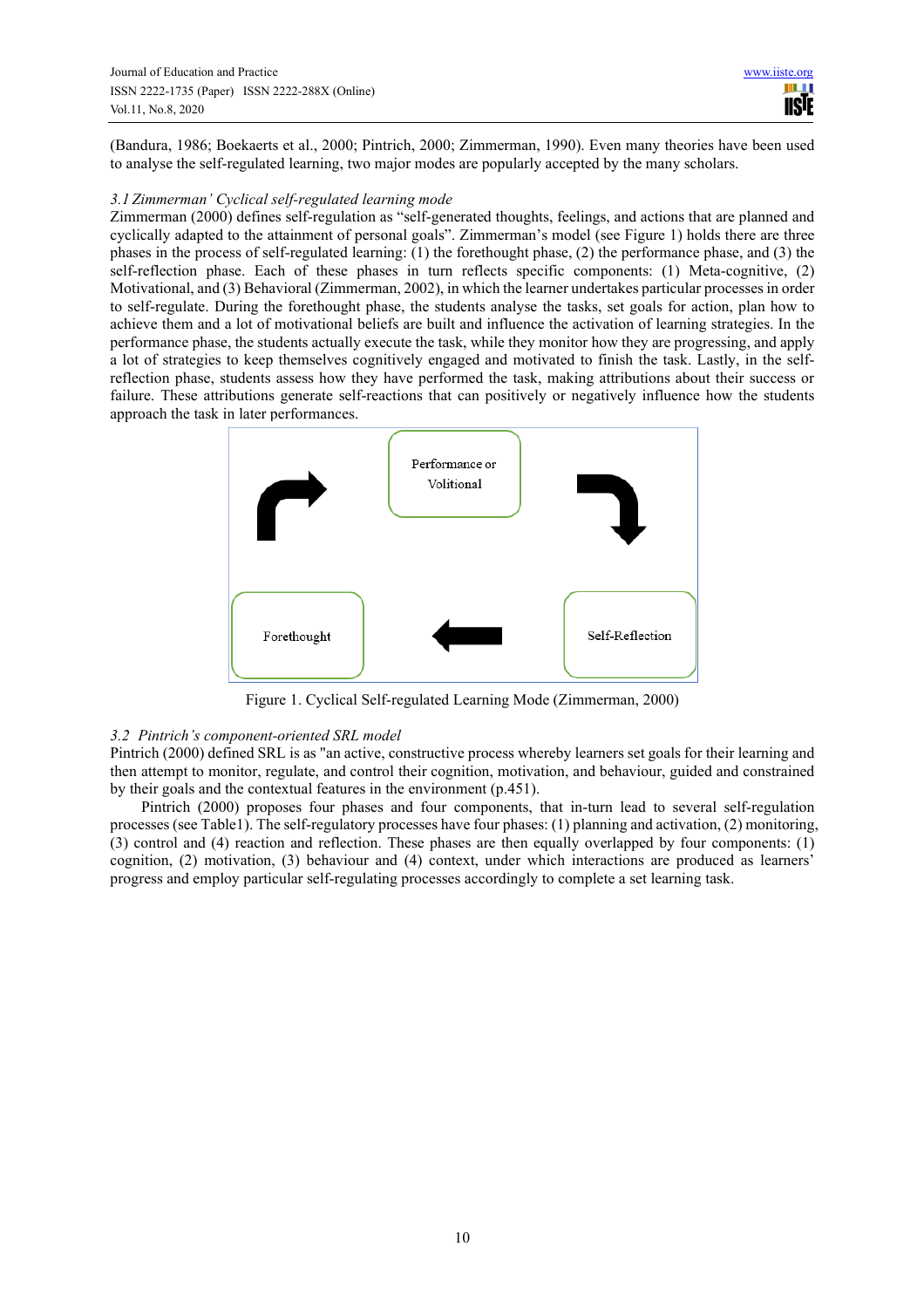(Bandura, 1986; Boekaerts et al., 2000; Pintrich, 2000; Zimmerman, 1990). Even many theories have been used to analyse the self-regulated learning, two major modes are popularly accepted by the many scholars.

### *3.1 Zimmerman' Cyclical self-regulated learning mode*

Zimmerman (2000) defines self-regulation as "self-generated thoughts, feelings, and actions that are planned and cyclically adapted to the attainment of personal goals". Zimmerman's model (see Figure 1) holds there are three phases in the process of self-regulated learning: (1) the forethought phase, (2) the performance phase, and (3) the self-reflection phase. Each of these phases in turn reflects specific components: (1) Meta-cognitive, (2) Motivational, and (3) Behavioral (Zimmerman, 2002), in which the learner undertakes particular processes in order to self-regulate. During the forethought phase, the students analyse the tasks, set goals for action, plan how to achieve them and a lot of motivational beliefs are built and influence the activation of learning strategies. In the performance phase, the students actually execute the task, while they monitor how they are progressing, and apply a lot of strategies to keep themselves cognitively engaged and motivated to finish the task. Lastly, in the self-reflection phase, students assess how they have performed the task, making attributions about their success or failure. These attributions generate self-reactions that can positively or negatively influence how the students approach the task in later performances.

Performance or Volitional

Forethought

Self-Reflection

Figure 1. Cyclical Self-regulated Learning Mode (Zimmerman, 2000)

### *3.2 Pintrich's component-oriented SRL model*

Pintrich (2000) defined SRL is as "an active, constructive process whereby learners set goals for their learning and then attempt to monitor, regulate, and control their cognition, motivation, and behaviour, guided and constrained by their goals and the contextual features in the environment (p.451).

Pintrich (2000) proposes four phases and four components, that in-turn lead to several self-regulation processes (see Table1). The self-regulatory processes have four phases: (1) planning and activation, (2) monitoring, (3) control and (4) reaction and reflection. These phases are then equally overlapped by four components: (1) cognition, (2) motivation, (3) behaviour and (4) context, under which interactions are produced as learners' progress and employ particular self-regulating processes accordingly to complete a set learning task.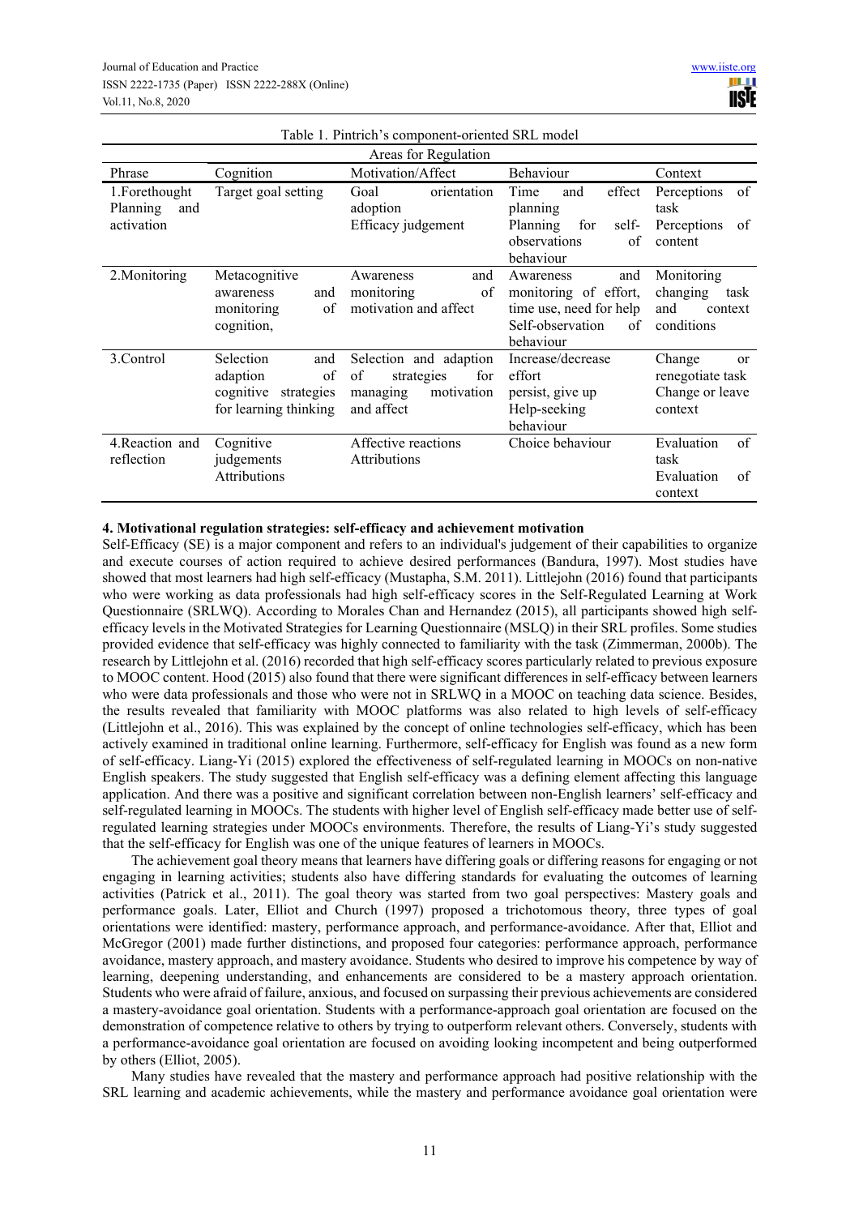Table 1. Pintrich's component-oriented SRL model

| Phrase | Areas for Regulation | | | |
|---|---|---|---|---|
| | Cognition | Motivation/Affect | Behaviour | Context |
| 1.Forethought Planning and activation | Target goal setting | Goal orientation adoption<br>Efficacy judgement | Time and effect planning<br>Planning for self-observations of behaviour | Perceptions of task<br>Perceptions of content |
| 2.Monitoring | Metacognitive awareness and monitoring of cognition, | Awareness and monitoring of motivation and affect | Awareness and monitoring of effort, time use, need for help<br>Self-observation of behaviour | Monitoring changing task and context conditions |
| 3.Control | Selection and adaption of cognitive strategies for learning thinking | Selection and adaption of strategies for managing motivation and affect | Increase/decrease effort<br>persist, give up<br>Help-seeking behaviour | Change or renegotiate task<br>Change or leave context |
| 4.Reaction and reflection | Cognitive judgements<br>Attributions | Affective reactions<br>Attributions | Choice behaviour | Evaluation of task<br>Evaluation of context |

**4. Motivational regulation strategies: self-efficacy and achievement motivation**

Self-Efficacy (SE) is a major component and refers to an individual's judgement of their capabilities to organize and execute courses of action required to achieve desired performances (Bandura, 1997). Most studies have showed that most learners had high self-efficacy (Mustapha, S.M. 2011). Littlejohn (2016) found that participants who were working as data professionals had high self-efficacy scores in the Self-Regulated Learning at Work Questionnaire (SRLWQ). According to Morales Chan and Hernandez (2015), all participants showed high self-efficacy levels in the Motivated Strategies for Learning Questionnaire (MSLQ) in their SRL profiles. Some studies provided evidence that self-efficacy was highly connected to familiarity with the task (Zimmerman, 2000b). The research by Littlejohn et al. (2016) recorded that high self-efficacy scores particularly related to previous exposure to MOOC content. Hood (2015) also found that there were significant differences in self-efficacy between learners who were data professionals and those who were not in SRLWQ in a MOOC on teaching data science. Besides, the results revealed that familiarity with MOOC platforms was also related to high levels of self-efficacy (Littlejohn et al., 2016). This was explained by the concept of online technologies self-efficacy, which has been actively examined in traditional online learning. Furthermore, self-efficacy for English was found as a new form of self-efficacy. Liang-Yi (2015) explored the effectiveness of self-regulated learning in MOOCs on non-native English speakers. The study suggested that English self-efficacy was a defining element affecting this language application. And there was a positive and significant correlation between non-English learners' self-efficacy and self-regulated learning in MOOCs. The students with higher level of English self-efficacy made better use of self-regulated learning strategies under MOOCs environments. Therefore, the results of Liang-Yi's study suggested that the self-efficacy for English was one of the unique features of learners in MOOCs.

The achievement goal theory means that learners have differing goals or differing reasons for engaging or not engaging in learning activities; students also have differing standards for evaluating the outcomes of learning activities (Patrick et al., 2011). The goal theory was started from two goal perspectives: Mastery goals and performance goals. Later, Elliot and Church (1997) proposed a trichotomous theory, three types of goal orientations were identified: mastery, performance approach, and performance-avoidance. After that, Elliot and McGregor (2001) made further distinctions, and proposed four categories: performance approach, performance avoidance, mastery approach, and mastery avoidance. Students who desired to improve his competence by way of learning, deepening understanding, and enhancements are considered to be a mastery approach orientation. Students who were afraid of failure, anxious, and focused on surpassing their previous achievements are considered a mastery-avoidance goal orientation. Students with a performance-approach goal orientation are focused on the demonstration of competence relative to others by trying to outperform relevant others. Conversely, students with a performance-avoidance goal orientation are focused on avoiding looking incompetent and being outperformed by others (Elliot, 2005).

Many studies have revealed that the mastery and performance approach had positive relationship with the SRL learning and academic achievements, while the mastery and performance avoidance goal orientation were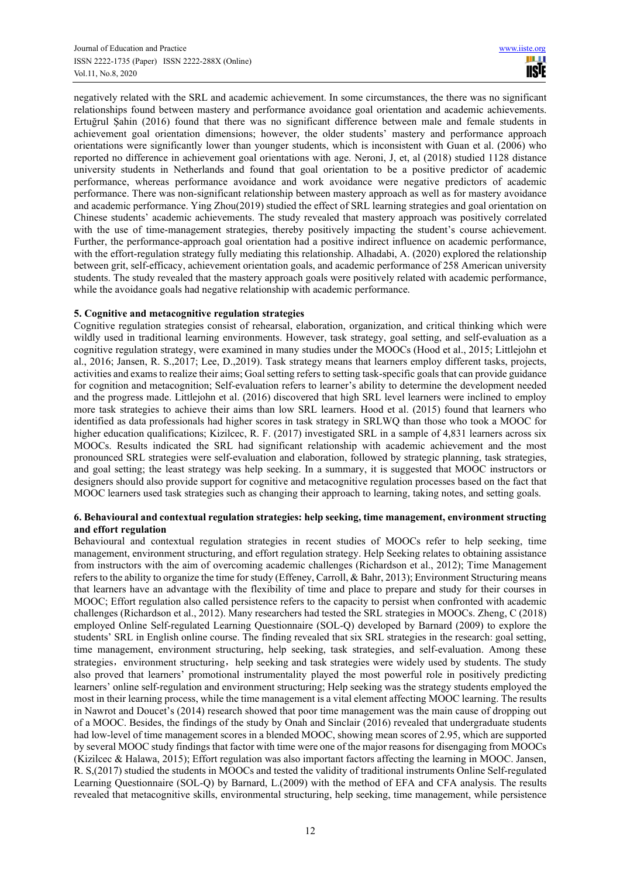negatively related with the SRL and academic achievement. In some circumstances, the there was no significant relationships found between mastery and performance avoidance goal orientation and academic achievements. Ertuğrul Şahin (2016) found that there was no significant difference between male and female students in achievement goal orientation dimensions; however, the older students' mastery and performance approach orientations were significantly lower than younger students, which is inconsistent with Guan et al. (2006) who reported no difference in achievement goal orientations with age. Neroni, J, et, al (2018) studied 1128 distance university students in Netherlands and found that goal orientation to be a positive predictor of academic performance, whereas performance avoidance and work avoidance were negative predictors of academic performance. There was non-significant relationship between mastery approach as well as for mastery avoidance and academic performance. Ying Zhou(2019) studied the effect of SRL learning strategies and goal orientation on Chinese students' academic achievements. The study revealed that mastery approach was positively correlated with the use of time-management strategies, thereby positively impacting the student's course achievement. Further, the performance-approach goal orientation had a positive indirect influence on academic performance, with the effort-regulation strategy fully mediating this relationship. Alhadabi, A. (2020) explored the relationship between grit, self-efficacy, achievement orientation goals, and academic performance of 258 American university students. The study revealed that the mastery approach goals were positively related with academic performance, while the avoidance goals had negative relationship with academic performance.

## 5. Cognitive and metacognitive regulation strategies

Cognitive regulation strategies consist of rehearsal, elaboration, organization, and critical thinking which were wildly used in traditional learning environments. However, task strategy, goal setting, and self-evaluation as a cognitive regulation strategy, were examined in many studies under the MOOCs (Hood et al., 2015; Littlejohn et al., 2016; Jansen, R. S.,2017; Lee, D.,2019). Task strategy means that learners employ different tasks, projects, activities and exams to realize their aims; Goal setting refers to setting task-specific goals that can provide guidance for cognition and metacognition; Self-evaluation refers to learner's ability to determine the development needed and the progress made. Littlejohn et al. (2016) discovered that high SRL level learners were inclined to employ more task strategies to achieve their aims than low SRL learners. Hood et al. (2015) found that learners who identified as data professionals had higher scores in task strategy in SRLWQ than those who took a MOOC for higher education qualifications; Kizilcec, R. F. (2017) investigated SRL in a sample of 4,831 learners across six MOOCs. Results indicated the SRL had significant relationship with academic achievement and the most pronounced SRL strategies were self-evaluation and elaboration, followed by strategic planning, task strategies, and goal setting; the least strategy was help seeking. In a summary, it is suggested that MOOC instructors or designers should also provide support for cognitive and metacognitive regulation processes based on the fact that MOOC learners used task strategies such as changing their approach to learning, taking notes, and setting goals.

## 6. Behavioural and contextual regulation strategies: help seeking, time management, environment structing and effort regulation

Behavioural and contextual regulation strategies in recent studies of MOOCs refer to help seeking, time management, environment structuring, and effort regulation strategy. Help Seeking relates to obtaining assistance from instructors with the aim of overcoming academic challenges (Richardson et al., 2012); Time Management refers to the ability to organize the time for study (Effeney, Carroll, & Bahr, 2013); Environment Structuring means that learners have an advantage with the flexibility of time and place to prepare and study for their courses in MOOC; Effort regulation also called persistence refers to the capacity to persist when confronted with academic challenges (Richardson et al., 2012). Many researchers had tested the SRL strategies in MOOCs. Zheng, C (2018) employed Online Self-regulated Learning Questionnaire (SOL-Q) developed by Barnard (2009) to explore the students' SRL in English online course. The finding revealed that six SRL strategies in the research: goal setting, time management, environment structuring, help seeking, task strategies, and self-evaluation. Among these strategies，environment structuring，help seeking and task strategies were widely used by students. The study also proved that learners' promotional instrumentality played the most powerful role in positively predicting learners' online self-regulation and environment structuring; Help seeking was the strategy students employed the most in their learning process, while the time management is a vital element affecting MOOC learning. The results in Nawrot and Doucet's (2014) research showed that poor time management was the main cause of dropping out of a MOOC. Besides, the findings of the study by Onah and Sinclair (2016) revealed that undergraduate students had low-level of time management scores in a blended MOOC, showing mean scores of 2.95, which are supported by several MOOC study findings that factor with time were one of the major reasons for disengaging from MOOCs (Kizilcec & Halawa, 2015); Effort regulation was also important factors affecting the learning in MOOC. Jansen, R. S,(2017) studied the students in MOOCs and tested the validity of traditional instruments Online Self-regulated Learning Questionnaire (SOL-Q) by Barnard, L.(2009) with the method of EFA and CFA analysis. The results revealed that metacognitive skills, environmental structuring, help seeking, time management, while persistence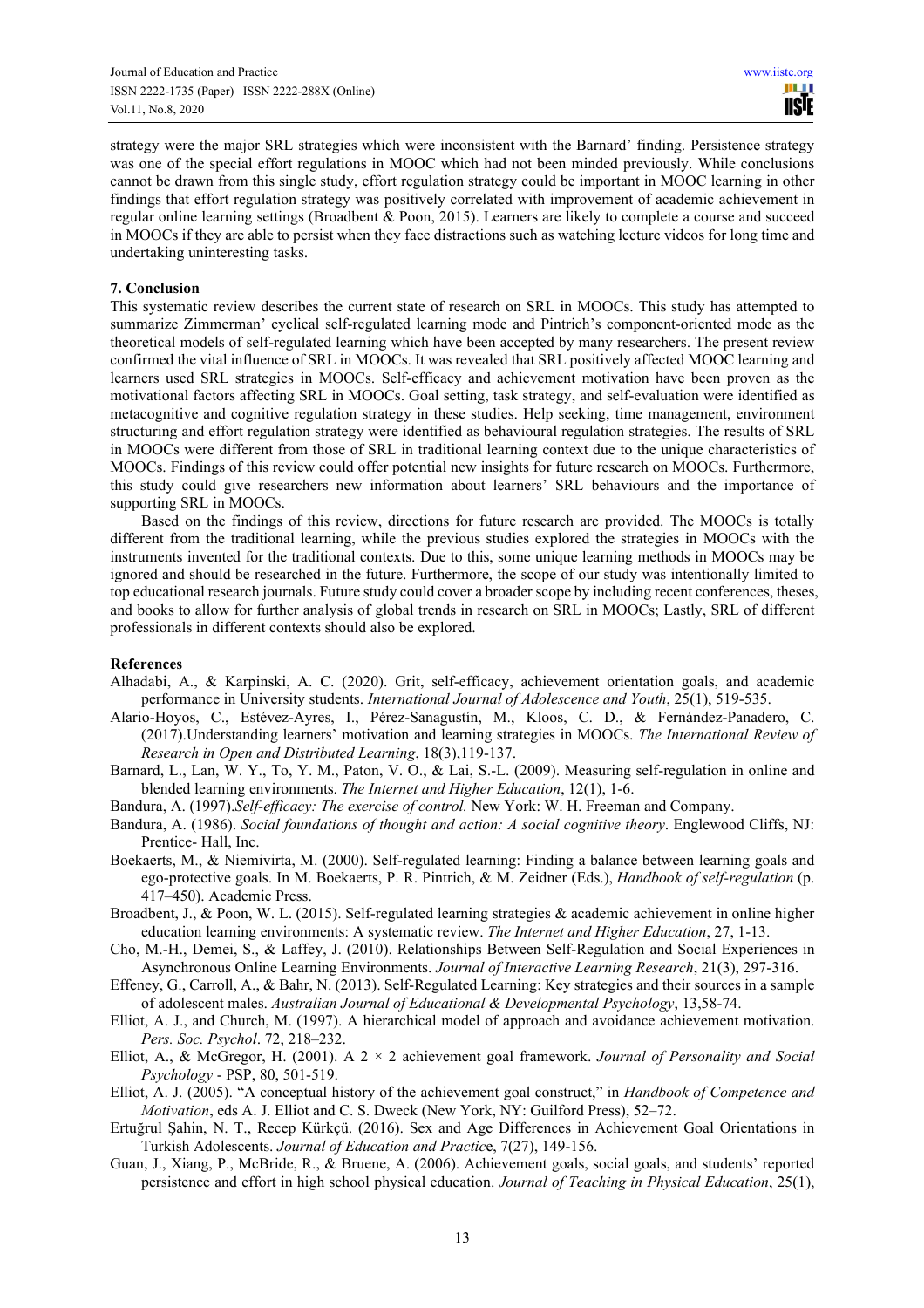strategy were the major SRL strategies which were inconsistent with the Barnard' finding. Persistence strategy was one of the special effort regulations in MOOC which had not been minded previously. While conclusions cannot be drawn from this single study, effort regulation strategy could be important in MOOC learning in other findings that effort regulation strategy was positively correlated with improvement of academic achievement in regular online learning settings (Broadbent & Poon, 2015). Learners are likely to complete a course and succeed in MOOCs if they are able to persist when they face distractions such as watching lecture videos for long time and undertaking uninteresting tasks.

## 7. Conclusion

This systematic review describes the current state of research on SRL in MOOCs. This study has attempted to summarize Zimmerman' cyclical self-regulated learning mode and Pintrich's component-oriented mode as the theoretical models of self-regulated learning which have been accepted by many researchers. The present review confirmed the vital influence of SRL in MOOCs. It was revealed that SRL positively affected MOOC learning and learners used SRL strategies in MOOCs. Self-efficacy and achievement motivation have been proven as the motivational factors affecting SRL in MOOCs. Goal setting, task strategy, and self-evaluation were identified as metacognitive and cognitive regulation strategy in these studies. Help seeking, time management, environment structuring and effort regulation strategy were identified as behavioural regulation strategies. The results of SRL in MOOCs were different from those of SRL in traditional learning context due to the unique characteristics of MOOCs. Findings of this review could offer potential new insights for future research on MOOCs. Furthermore, this study could give researchers new information about learners' SRL behaviours and the importance of supporting SRL in MOOCs.

Based on the findings of this review, directions for future research are provided. The MOOCs is totally different from the traditional learning, while the previous studies explored the strategies in MOOCs with the instruments invented for the traditional contexts. Due to this, some unique learning methods in MOOCs may be ignored and should be researched in the future. Furthermore, the scope of our study was intentionally limited to top educational research journals. Future study could cover a broader scope by including recent conferences, theses, and books to allow for further analysis of global trends in research on SRL in MOOCs; Lastly, SRL of different professionals in different contexts should also be explored.

## References

Alhadabi, A., & Karpinski, A. C. (2020). Grit, self-efficacy, achievement orientation goals, and academic performance in University students. *International Journal of Adolescence and Youth*, 25(1), 519-535.

Alario-Hoyos, C., Estévez-Ayres, I., Pérez-Sanagustín, M., Kloos, C. D., & Fernández-Panadero, C. (2017).Understanding learners' motivation and learning strategies in MOOCs. *The International Review of Research in Open and Distributed Learning*, 18(3),119-137.

Barnard, L., Lan, W. Y., To, Y. M., Paton, V. O., & Lai, S.-L. (2009). Measuring self-regulation in online and blended learning environments. *The Internet and Higher Education*, 12(1), 1-6.

Bandura, A. (1997).*Self-efficacy: The exercise of control.* New York: W. H. Freeman and Company.

Bandura, A. (1986). *Social foundations of thought and action: A social cognitive theory*. Englewood Cliffs, NJ: Prentice- Hall, Inc.

Boekaerts, M., & Niemivirta, M. (2000). Self-regulated learning: Finding a balance between learning goals and ego-protective goals. In M. Boekaerts, P. R. Pintrich, & M. Zeidner (Eds.), *Handbook of self-regulation* (p. 417–450). Academic Press.

Broadbent, J., & Poon, W. L. (2015). Self-regulated learning strategies & academic achievement in online higher education learning environments: A systematic review. *The Internet and Higher Education*, 27, 1-13.

Cho, M.-H., Demei, S., & Laffey, J. (2010). Relationships Between Self-Regulation and Social Experiences in Asynchronous Online Learning Environments. *Journal of Interactive Learning Research*, 21(3), 297-316.

Effeney, G., Carroll, A., & Bahr, N. (2013). Self-Regulated Learning: Key strategies and their sources in a sample of adolescent males. *Australian Journal of Educational & Developmental Psychology*, 13,58-74.

Elliot, A. J., and Church, M. (1997). A hierarchical model of approach and avoidance achievement motivation. *Pers. Soc. Psychol*. 72, 218–232.

Elliot, A., & McGregor, H. (2001). A 2 × 2 achievement goal framework. *Journal of Personality and Social Psychology* - PSP, 80, 501-519.

Elliot, A. J. (2005). "A conceptual history of the achievement goal construct," in *Handbook of Competence and Motivation*, eds A. J. Elliot and C. S. Dweck (New York, NY: Guilford Press), 52–72.

Ertuğrul Şahin, N. T., Recep Kürkçü. (2016). Sex and Age Differences in Achievement Goal Orientations in Turkish Adolescents. *Journal of Education and Practic*e, 7(27), 149-156.

Guan, J., Xiang, P., McBride, R., & Bruene, A. (2006). Achievement goals, social goals, and students' reported persistence and effort in high school physical education. *Journal of Teaching in Physical Education*, 25(1),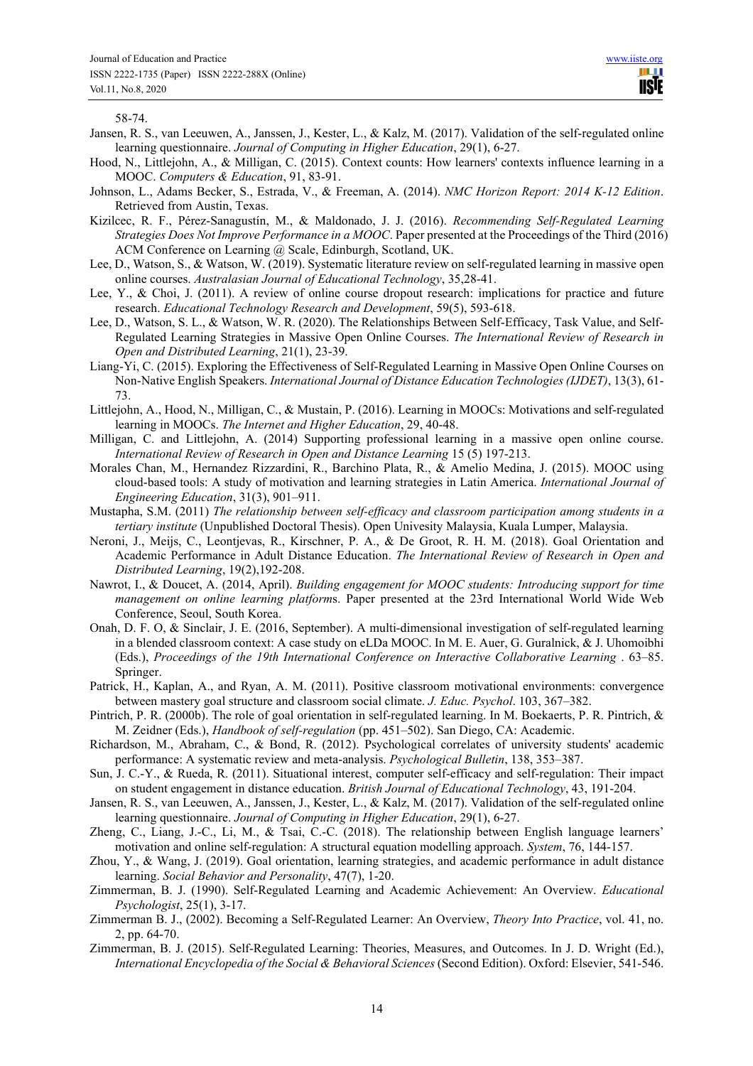58-74.

Jansen, R. S., van Leeuwen, A., Janssen, J., Kester, L., & Kalz, M. (2017). Validation of the self-regulated online learning questionnaire. *Journal of Computing in Higher Education*, 29(1), 6-27.

Hood, N., Littlejohn, A., & Milligan, C. (2015). Context counts: How learners' contexts influence learning in a MOOC. *Computers & Education*, 91, 83-91.

Johnson, L., Adams Becker, S., Estrada, V., & Freeman, A. (2014). *NMC Horizon Report: 2014 K-12 Edition*. Retrieved from Austin, Texas.

Kizilcec, R. F., Pérez-Sanagustín, M., & Maldonado, J. J. (2016). *Recommending Self-Regulated Learning Strategies Does Not Improve Performance in a MOOC*. Paper presented at the Proceedings of the Third (2016) ACM Conference on Learning @ Scale, Edinburgh, Scotland, UK.

Lee, D., Watson, S., & Watson, W. (2019). Systematic literature review on self-regulated learning in massive open online courses. *Australasian Journal of Educational Technology*, 35,28-41.

Lee, Y., & Choi, J. (2011). A review of online course dropout research: implications for practice and future research. *Educational Technology Research and Development*, 59(5), 593-618.

Lee, D., Watson, S. L., & Watson, W. R. (2020). The Relationships Between Self-Efficacy, Task Value, and Self-Regulated Learning Strategies in Massive Open Online Courses. *The International Review of Research in Open and Distributed Learning*, 21(1), 23-39.

Liang-Yi, C. (2015). Exploring the Effectiveness of Self-Regulated Learning in Massive Open Online Courses on Non-Native English Speakers. *International Journal of Distance Education Technologies (IJDET)*, 13(3), 61-73.

Littlejohn, A., Hood, N., Milligan, C., & Mustain, P. (2016). Learning in MOOCs: Motivations and self-regulated learning in MOOCs. *The Internet and Higher Education*, 29, 40-48.

Milligan, C. and Littlejohn, A. (2014) Supporting professional learning in a massive open online course. *International Review of Research in Open and Distance Learning* 15 (5) 197-213.

Morales Chan, M., Hernandez Rizzardini, R., Barchino Plata, R., & Amelio Medina, J. (2015). MOOC using cloud-based tools: A study of motivation and learning strategies in Latin America. *International Journal of Engineering Education*, 31(3), 901–911.

Mustapha, S.M. (2011) *The relationship between self-efficacy and classroom participation among students in a tertiary institute* (Unpublished Doctoral Thesis). Open Univesity Malaysia, Kuala Lumper, Malaysia.

Neroni, J., Meijs, C., Leontjevas, R., Kirschner, P. A., & De Groot, R. H. M. (2018). Goal Orientation and Academic Performance in Adult Distance Education. *The International Review of Research in Open and Distributed Learning*, 19(2),192-208.

Nawrot, I., & Doucet, A. (2014, April). *Building engagement for MOOC students: Introducing support for time management on online learning platforms*. Paper presented at the 23rd International World Wide Web Conference, Seoul, South Korea.

Onah, D. F. O, & Sinclair, J. E. (2016, September). A multi-dimensional investigation of self-regulated learning in a blended classroom context: A case study on eLDa MOOC. In M. E. Auer, G. Guralnick, & J. Uhomoibhi (Eds.), *Proceedings of the 19th International Conference on Interactive Collaborative Learning* . 63–85. Springer.

Patrick, H., Kaplan, A., and Ryan, A. M. (2011). Positive classroom motivational environments: convergence between mastery goal structure and classroom social climate. *J. Educ. Psychol*. 103, 367–382.

Pintrich, P. R. (2000b). The role of goal orientation in self-regulated learning. In M. Boekaerts, P. R. Pintrich, & M. Zeidner (Eds.), *Handbook of self-regulation* (pp. 451–502). San Diego, CA: Academic.

Richardson, M., Abraham, C., & Bond, R. (2012). Psychological correlates of university students' academic performance: A systematic review and meta-analysis. *Psychological Bulletin*, 138, 353–387.

Sun, J. C.-Y., & Rueda, R. (2011). Situational interest, computer self-efficacy and self-regulation: Their impact on student engagement in distance education. *British Journal of Educational Technology*, 43, 191-204.

Jansen, R. S., van Leeuwen, A., Janssen, J., Kester, L., & Kalz, M. (2017). Validation of the self-regulated online learning questionnaire. *Journal of Computing in Higher Education*, 29(1), 6-27.

Zheng, C., Liang, J.-C., Li, M., & Tsai, C.-C. (2018). The relationship between English language learners' motivation and online self-regulation: A structural equation modelling approach. *System*, 76, 144-157.

Zhou, Y., & Wang, J. (2019). Goal orientation, learning strategies, and academic performance in adult distance learning. *Social Behavior and Personality*, 47(7), 1-20.

Zimmerman, B. J. (1990). Self-Regulated Learning and Academic Achievement: An Overview. *Educational Psychologist*, 25(1), 3-17.

Zimmerman B. J., (2002). Becoming a Self-Regulated Learner: An Overview, *Theory Into Practice*, vol. 41, no. 2, pp. 64-70.

Zimmerman, B. J. (2015). Self-Regulated Learning: Theories, Measures, and Outcomes. In J. D. Wright (Ed.), *International Encyclopedia of the Social & Behavioral Sciences* (Second Edition). Oxford: Elsevier, 541-546.